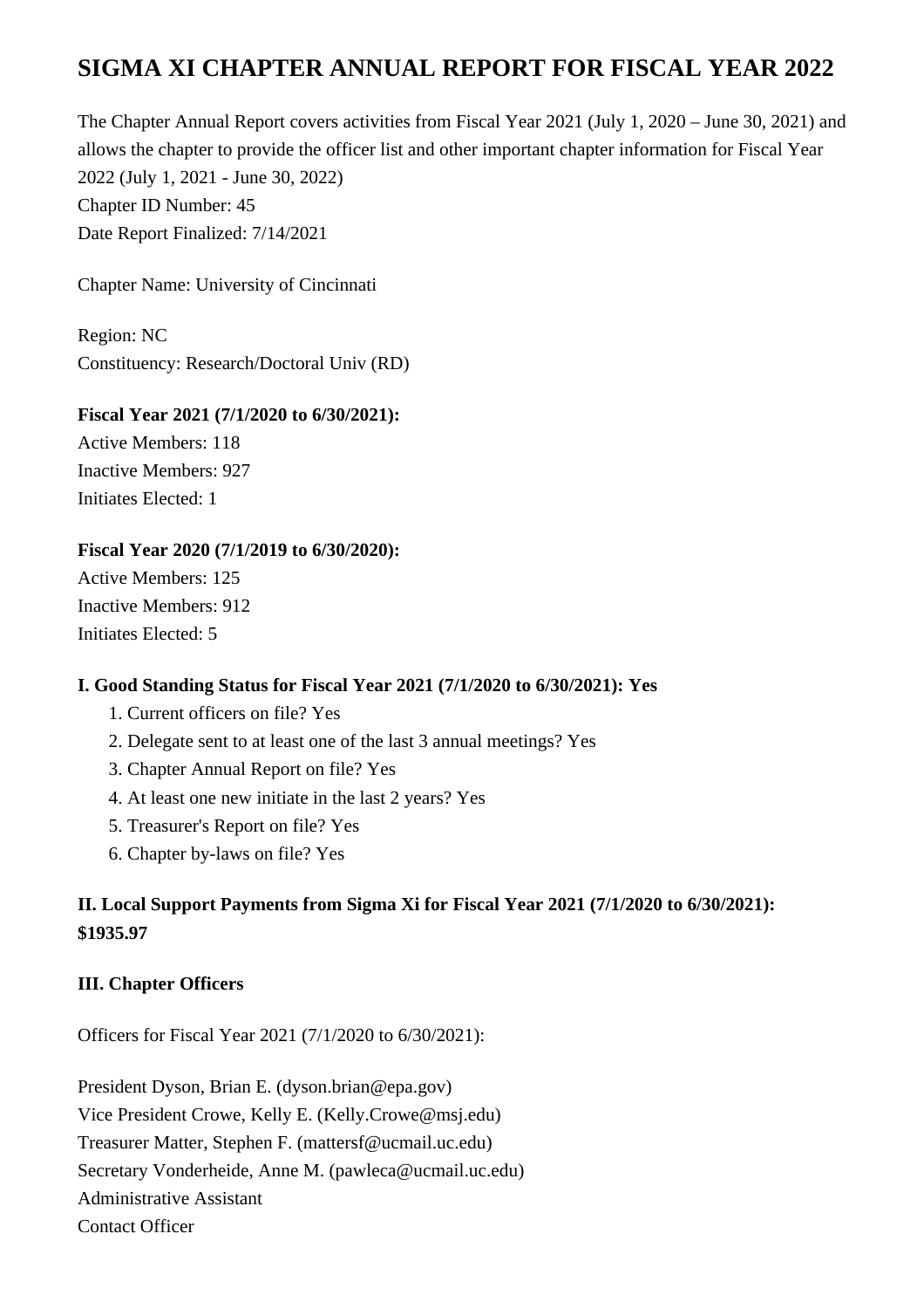# SIGMA XI CHAPTER ANNUAL REPORT FOR FISCAL YEAR 2022

The Chapter Annual Report covers activities from Fiscal Year 2021 (July 1, 2020 – June 30, 2021) and allows the chapter to provide the officer list and other important chapter information for Fiscal Year 2022 (July 1, 2021 - June 30, 2022)
Chapter ID Number: 45
Date Report Finalized: 7/14/2021

Chapter Name: University of Cincinnati

Region: NC
Constituency: Research/Doctoral Univ (RD)

**Fiscal Year 2021 (7/1/2020 to 6/30/2021):**
Active Members: 118
Inactive Members: 927
Initiates Elected: 1

**Fiscal Year 2020 (7/1/2019 to 6/30/2020):**
Active Members: 125
Inactive Members: 912
Initiates Elected: 5

### I. Good Standing Status for Fiscal Year 2021 (7/1/2020 to 6/30/2021): Yes

1. Current officers on file? Yes
2. Delegate sent to at least one of the last 3 annual meetings? Yes
3. Chapter Annual Report on file? Yes
4. At least one new initiate in the last 2 years? Yes
5. Treasurer's Report on file? Yes
6. Chapter by-laws on file? Yes

### II. Local Support Payments from Sigma Xi for Fiscal Year 2021 (7/1/2020 to 6/30/2021): $1935.97

### III. Chapter Officers

Officers for Fiscal Year 2021 (7/1/2020 to 6/30/2021):

President Dyson, Brian E. (dyson.brian@epa.gov)
Vice President Crowe, Kelly E. (Kelly.Crowe@msj.edu)
Treasurer Matter, Stephen F. (mattersf@ucmail.uc.edu)
Secretary Vonderheide, Anne M. (pawleca@ucmail.uc.edu)
Administrative Assistant
Contact Officer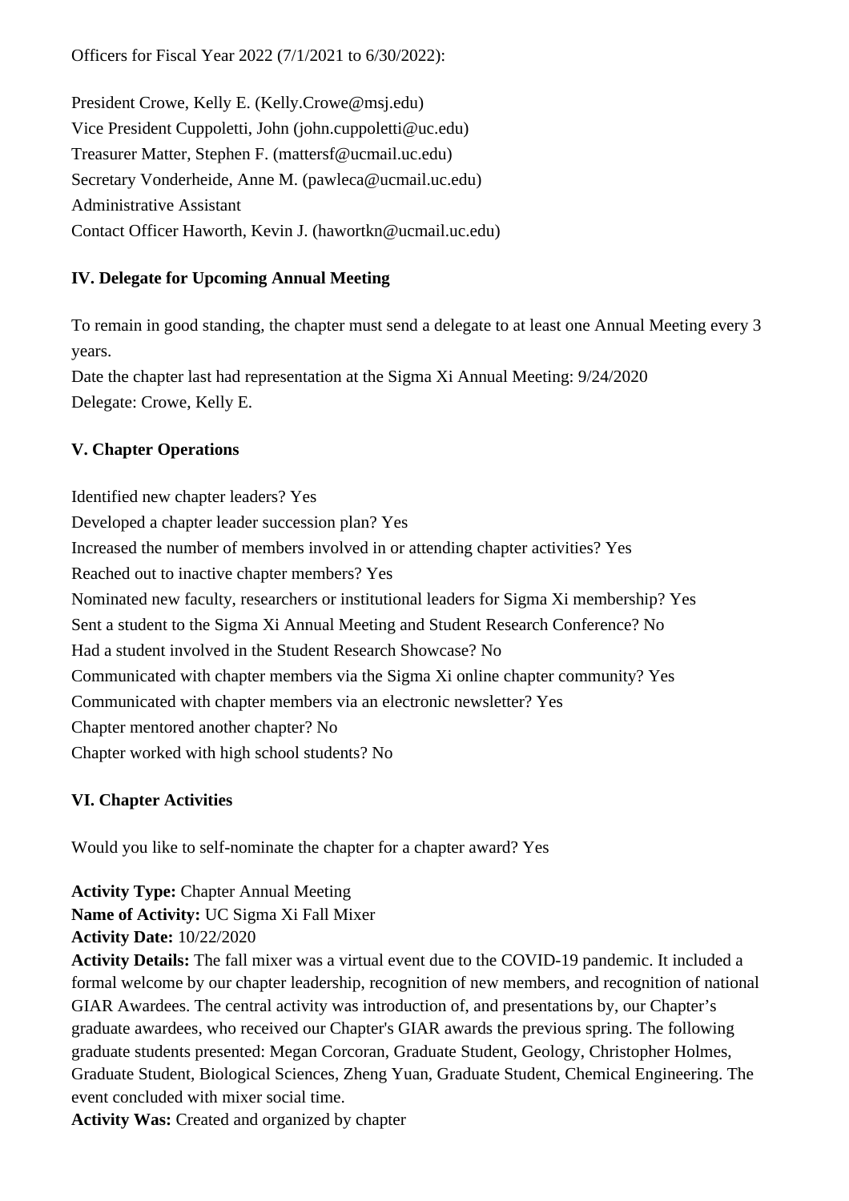Officers for Fiscal Year 2022 (7/1/2021 to 6/30/2022):

President Crowe, Kelly E. (Kelly.Crowe@msj.edu)
Vice President Cuppoletti, John (john.cuppoletti@uc.edu)
Treasurer Matter, Stephen F. (mattersf@ucmail.uc.edu)
Secretary Vonderheide, Anne M. (pawleca@ucmail.uc.edu)
Administrative Assistant
Contact Officer Haworth, Kevin J. (hawortkn@ucmail.uc.edu)

### IV. Delegate for Upcoming Annual Meeting

To remain in good standing, the chapter must send a delegate to at least one Annual Meeting every 3 years.
Date the chapter last had representation at the Sigma Xi Annual Meeting: 9/24/2020
Delegate: Crowe, Kelly E.

### V. Chapter Operations

Identified new chapter leaders? Yes
Developed a chapter leader succession plan? Yes
Increased the number of members involved in or attending chapter activities? Yes
Reached out to inactive chapter members? Yes
Nominated new faculty, researchers or institutional leaders for Sigma Xi membership? Yes
Sent a student to the Sigma Xi Annual Meeting and Student Research Conference? No
Had a student involved in the Student Research Showcase? No
Communicated with chapter members via the Sigma Xi online chapter community? Yes
Communicated with chapter members via an electronic newsletter? Yes
Chapter mentored another chapter? No
Chapter worked with high school students? No

### VI. Chapter Activities

Would you like to self-nominate the chapter for a chapter award? Yes

**Activity Type:** Chapter Annual Meeting
**Name of Activity:** UC Sigma Xi Fall Mixer
**Activity Date:** 10/22/2020
**Activity Details:** The fall mixer was a virtual event due to the COVID-19 pandemic. It included a formal welcome by our chapter leadership, recognition of new members, and recognition of national GIAR Awardees. The central activity was introduction of, and presentations by, our Chapter's graduate awardees, who received our Chapter's GIAR awards the previous spring. The following graduate students presented: Megan Corcoran, Graduate Student, Geology, Christopher Holmes, Graduate Student, Biological Sciences, Zheng Yuan, Graduate Student, Chemical Engineering. The event concluded with mixer social time.
**Activity Was:** Created and organized by chapter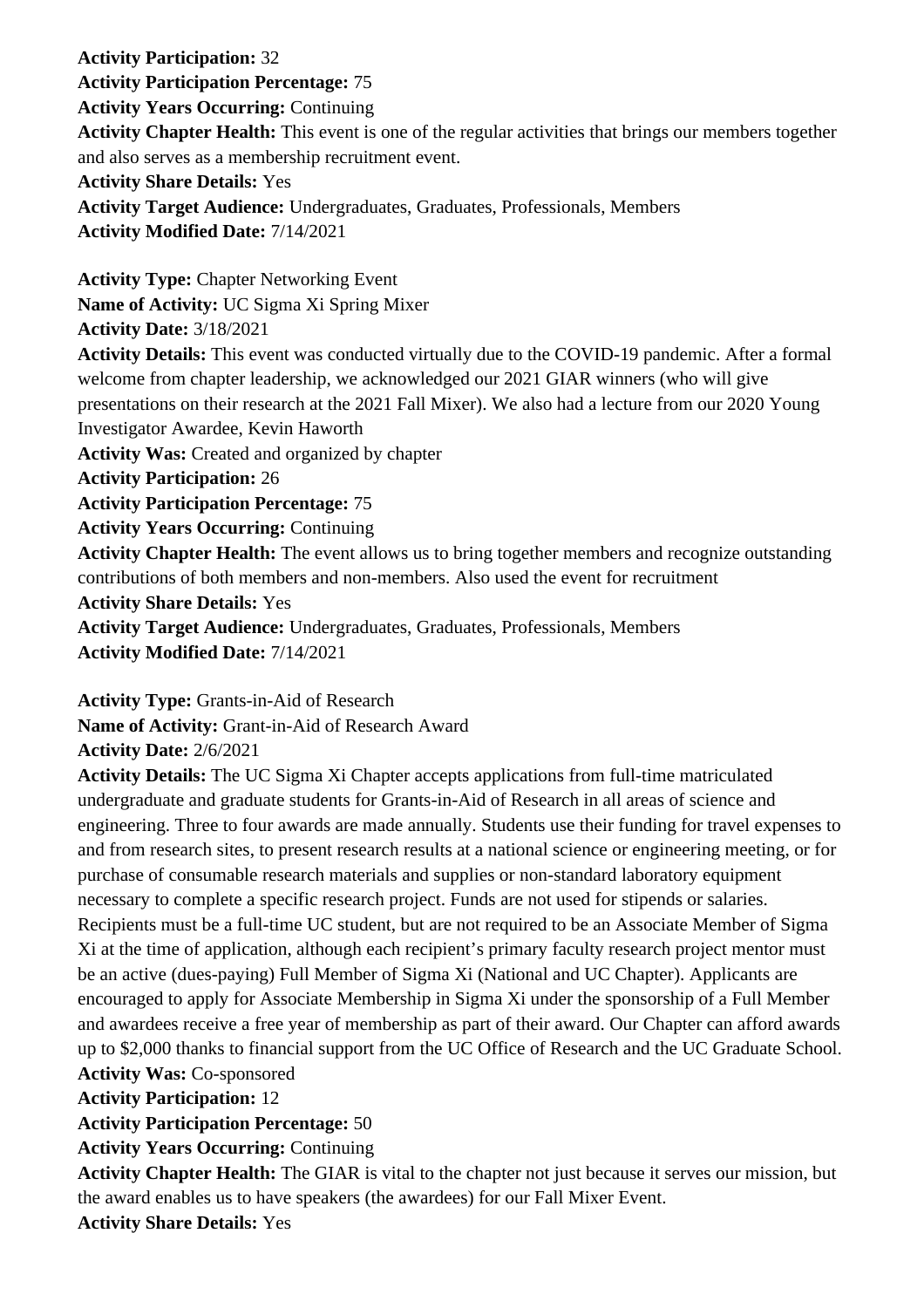**Activity Participation:** 32
**Activity Participation Percentage:** 75
**Activity Years Occurring:** Continuing
**Activity Chapter Health:** This event is one of the regular activities that brings our members together and also serves as a membership recruitment event.
**Activity Share Details:** Yes
**Activity Target Audience:** Undergraduates, Graduates, Professionals, Members
**Activity Modified Date:** 7/14/2021

**Activity Type:** Chapter Networking Event
**Name of Activity:** UC Sigma Xi Spring Mixer
**Activity Date:** 3/18/2021
**Activity Details:** This event was conducted virtually due to the COVID-19 pandemic. After a formal welcome from chapter leadership, we acknowledged our 2021 GIAR winners (who will give presentations on their research at the 2021 Fall Mixer). We also had a lecture from our 2020 Young Investigator Awardee, Kevin Haworth
**Activity Was:** Created and organized by chapter
**Activity Participation:** 26
**Activity Participation Percentage:** 75
**Activity Years Occurring:** Continuing
**Activity Chapter Health:** The event allows us to bring together members and recognize outstanding contributions of both members and non-members. Also used the event for recruitment
**Activity Share Details:** Yes
**Activity Target Audience:** Undergraduates, Graduates, Professionals, Members
**Activity Modified Date:** 7/14/2021

**Activity Type:** Grants-in-Aid of Research
**Name of Activity:** Grant-in-Aid of Research Award
**Activity Date:** 2/6/2021
**Activity Details:** The UC Sigma Xi Chapter accepts applications from full-time matriculated undergraduate and graduate students for Grants-in-Aid of Research in all areas of science and engineering. Three to four awards are made annually. Students use their funding for travel expenses to and from research sites, to present research results at a national science or engineering meeting, or for purchase of consumable research materials and supplies or non-standard laboratory equipment necessary to complete a specific research project. Funds are not used for stipends or salaries. Recipients must be a full-time UC student, but are not required to be an Associate Member of Sigma Xi at the time of application, although each recipient's primary faculty research project mentor must be an active (dues-paying) Full Member of Sigma Xi (National and UC Chapter). Applicants are encouraged to apply for Associate Membership in Sigma Xi under the sponsorship of a Full Member and awardees receive a free year of membership as part of their award. Our Chapter can afford awards up to $2,000 thanks to financial support from the UC Office of Research and the UC Graduate School.
**Activity Was:** Co-sponsored
**Activity Participation:** 12
**Activity Participation Percentage:** 50
**Activity Years Occurring:** Continuing
**Activity Chapter Health:** The GIAR is vital to the chapter not just because it serves our mission, but the award enables us to have speakers (the awardees) for our Fall Mixer Event.
**Activity Share Details:** Yes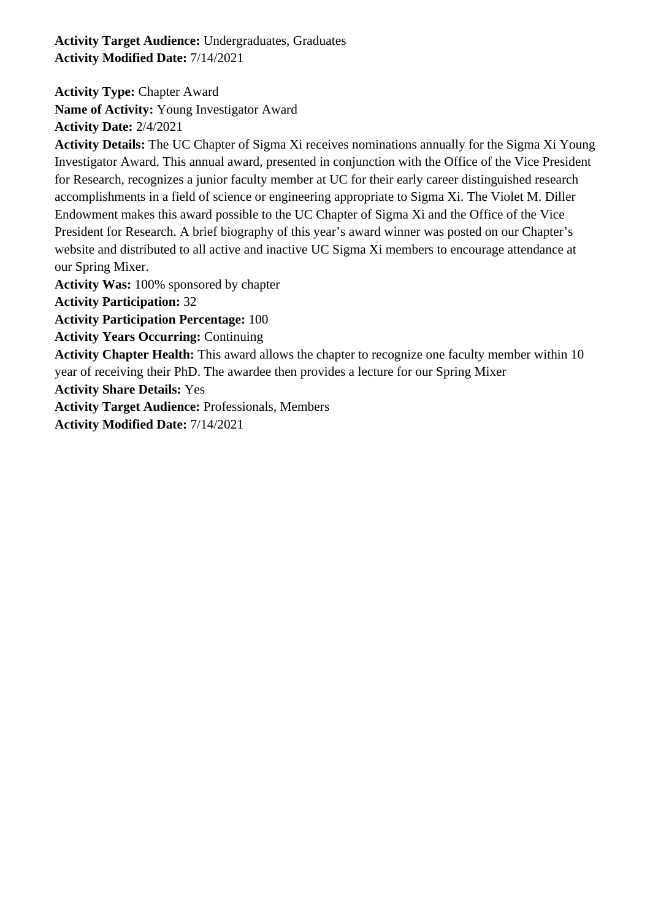**Activity Target Audience:** Undergraduates, Graduates
**Activity Modified Date:** 7/14/2021

**Activity Type:** Chapter Award
**Name of Activity:** Young Investigator Award
**Activity Date:** 2/4/2021
**Activity Details:** The UC Chapter of Sigma Xi receives nominations annually for the Sigma Xi Young Investigator Award. This annual award, presented in conjunction with the Office of the Vice President for Research, recognizes a junior faculty member at UC for their early career distinguished research accomplishments in a field of science or engineering appropriate to Sigma Xi. The Violet M. Diller Endowment makes this award possible to the UC Chapter of Sigma Xi and the Office of the Vice President for Research. A brief biography of this year's award winner was posted on our Chapter's website and distributed to all active and inactive UC Sigma Xi members to encourage attendance at our Spring Mixer.
**Activity Was:** 100% sponsored by chapter
**Activity Participation:** 32
**Activity Participation Percentage:** 100
**Activity Years Occurring:** Continuing
**Activity Chapter Health:** This award allows the chapter to recognize one faculty member within 10 year of receiving their PhD. The awardee then provides a lecture for our Spring Mixer
**Activity Share Details:** Yes
**Activity Target Audience:** Professionals, Members
**Activity Modified Date:** 7/14/2021